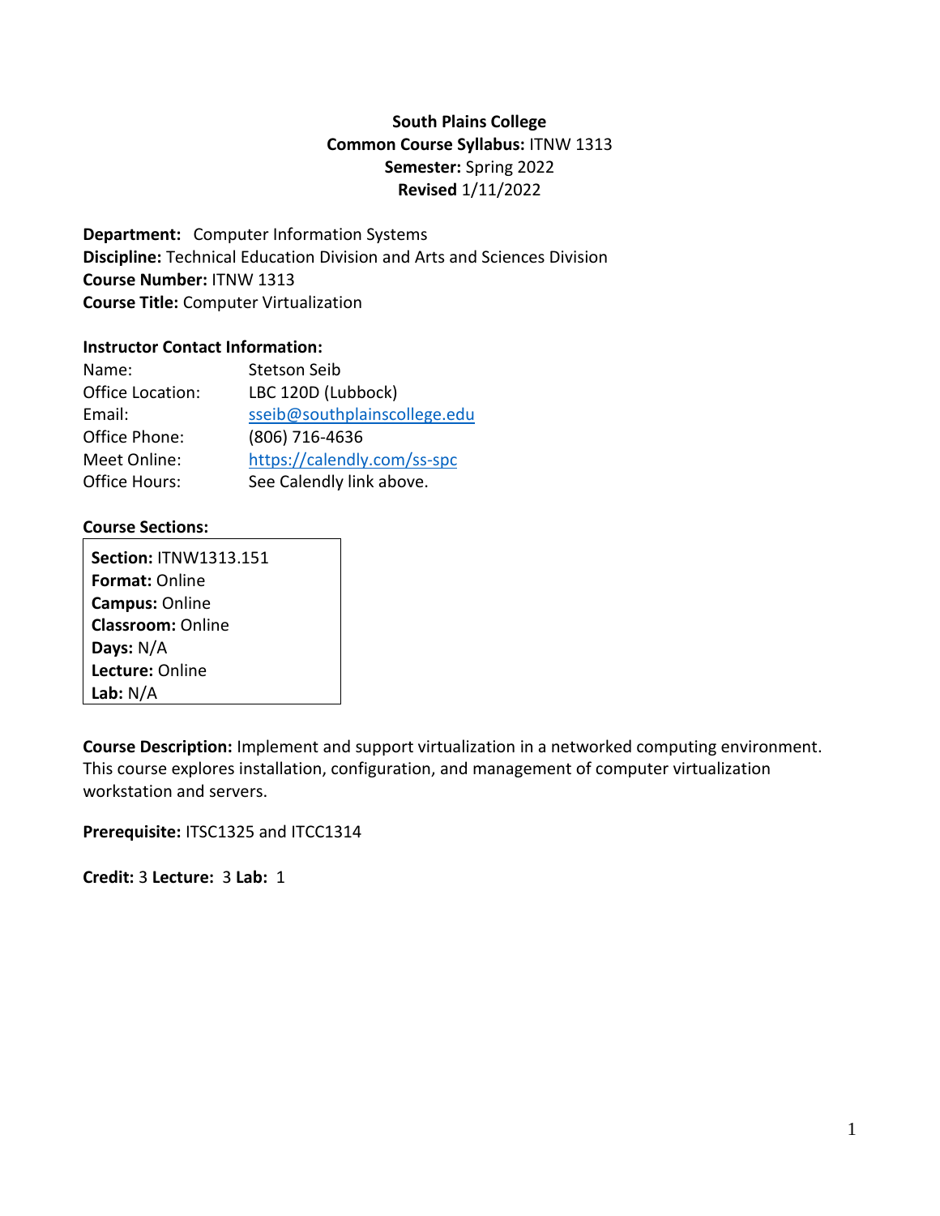**South Plains College**
**Common Course Syllabus:** ITNW 1313
**Semester:** Spring 2022
**Revised** 1/11/2022

**Department:** Computer Information Systems
**Discipline:** Technical Education Division and Arts and Sciences Division
**Course Number:** ITNW 1313
**Course Title:** Computer Virtualization

**Instructor Contact Information:**

| | |
|---|---|
| Name: | Stetson Seib |
| Office Location: | LBC 120D (Lubbock) |
| Email: | sseib@southplainscollege.edu |
| Office Phone: | (806) 716-4636 |
| Meet Online: | https://calendly.com/ss-spc |
| Office Hours: | See Calendly link above. |

**Course Sections:**

**Section:** ITNW1313.151
**Format:** Online
**Campus:** Online
**Classroom:** Online
**Days:** N/A
**Lecture:** Online
**Lab:** N/A

**Course Description:** Implement and support virtualization in a networked computing environment. This course explores installation, configuration, and management of computer virtualization workstation and servers.

**Prerequisite:** ITSC1325 and ITCC1314

**Credit:** 3 **Lecture:** 3 **Lab:** 1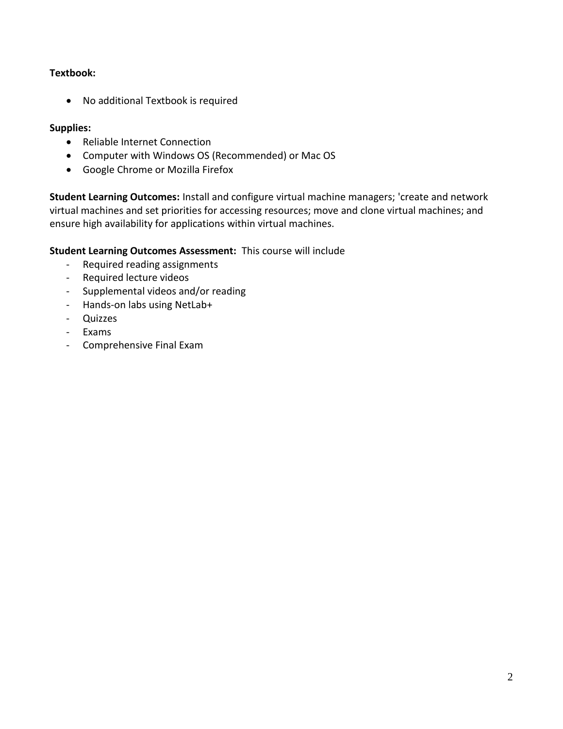**Textbook:**

- No additional Textbook is required

**Supplies:**

- Reliable Internet Connection
- Computer with Windows OS (Recommended) or Mac OS
- Google Chrome or Mozilla Firefox

**Student Learning Outcomes:** Install and configure virtual machine managers; 'create and network virtual machines and set priorities for accessing resources; move and clone virtual machines; and ensure high availability for applications within virtual machines.

**Student Learning Outcomes Assessment:** This course will include

- Required reading assignments
- Required lecture videos
- Supplemental videos and/or reading
- Hands-on labs using NetLab+
- Quizzes
- Exams
- Comprehensive Final Exam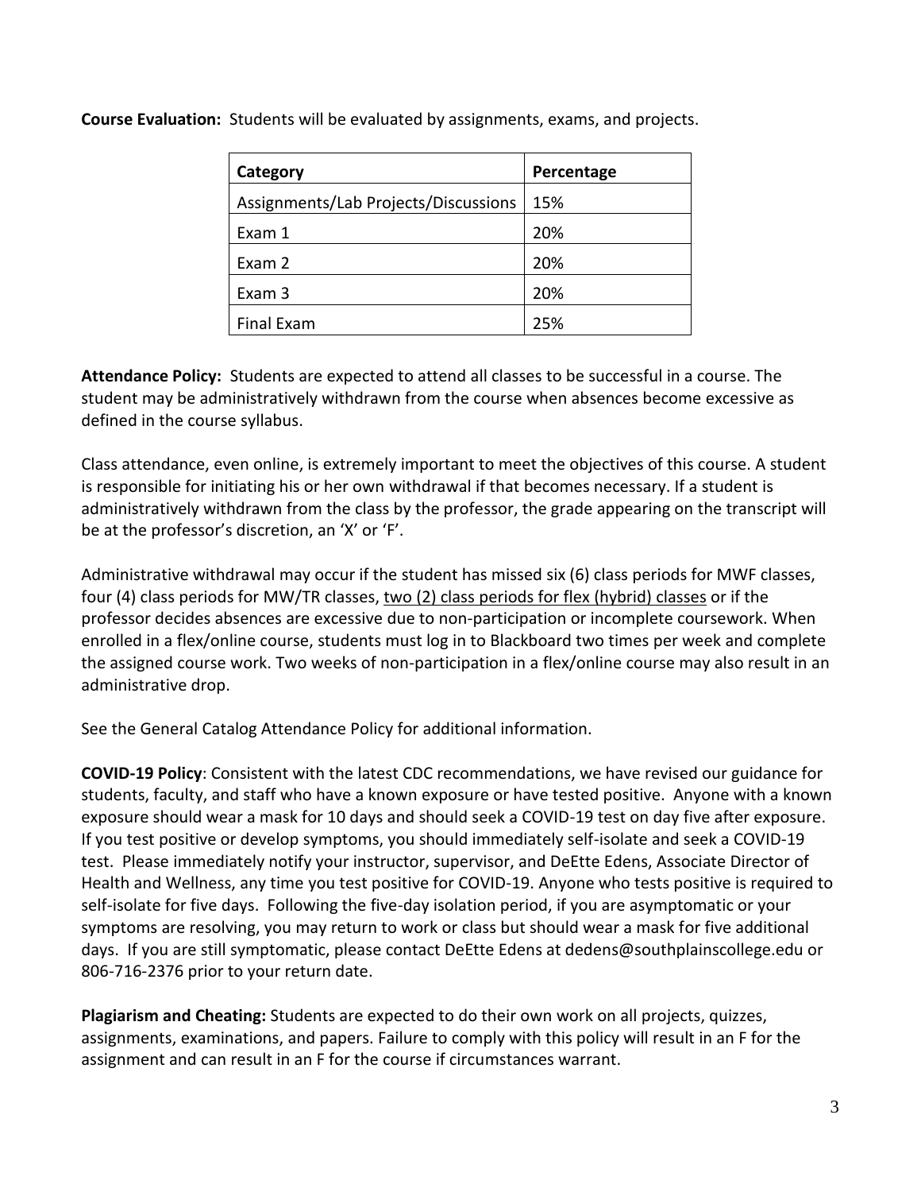**Course Evaluation:** Students will be evaluated by assignments, exams, and projects.

| Category | Percentage |
|---|---|
| Assignments/Lab Projects/Discussions | 15% |
| Exam 1 | 20% |
| Exam 2 | 20% |
| Exam 3 | 20% |
| Final Exam | 25% |

**Attendance Policy:** Students are expected to attend all classes to be successful in a course. The student may be administratively withdrawn from the course when absences become excessive as defined in the course syllabus.

Class attendance, even online, is extremely important to meet the objectives of this course. A student is responsible for initiating his or her own withdrawal if that becomes necessary. If a student is administratively withdrawn from the class by the professor, the grade appearing on the transcript will be at the professor's discretion, an 'X' or 'F'.

Administrative withdrawal may occur if the student has missed six (6) class periods for MWF classes, four (4) class periods for MW/TR classes, <u>two (2) class periods for flex (hybrid) classes</u> or if the professor decides absences are excessive due to non-participation or incomplete coursework. When enrolled in a flex/online course, students must log in to Blackboard two times per week and complete the assigned course work. Two weeks of non-participation in a flex/online course may also result in an administrative drop.

See the General Catalog Attendance Policy for additional information.

**COVID-19 Policy**: Consistent with the latest CDC recommendations, we have revised our guidance for students, faculty, and staff who have a known exposure or have tested positive. Anyone with a known exposure should wear a mask for 10 days and should seek a COVID-19 test on day five after exposure. If you test positive or develop symptoms, you should immediately self-isolate and seek a COVID-19 test. Please immediately notify your instructor, supervisor, and DeEtte Edens, Associate Director of Health and Wellness, any time you test positive for COVID-19. Anyone who tests positive is required to self-isolate for five days. Following the five-day isolation period, if you are asymptomatic or your symptoms are resolving, you may return to work or class but should wear a mask for five additional days. If you are still symptomatic, please contact DeEtte Edens at dedens@southplainscollege.edu or 806-716-2376 prior to your return date.

**Plagiarism and Cheating:** Students are expected to do their own work on all projects, quizzes, assignments, examinations, and papers. Failure to comply with this policy will result in an F for the assignment and can result in an F for the course if circumstances warrant.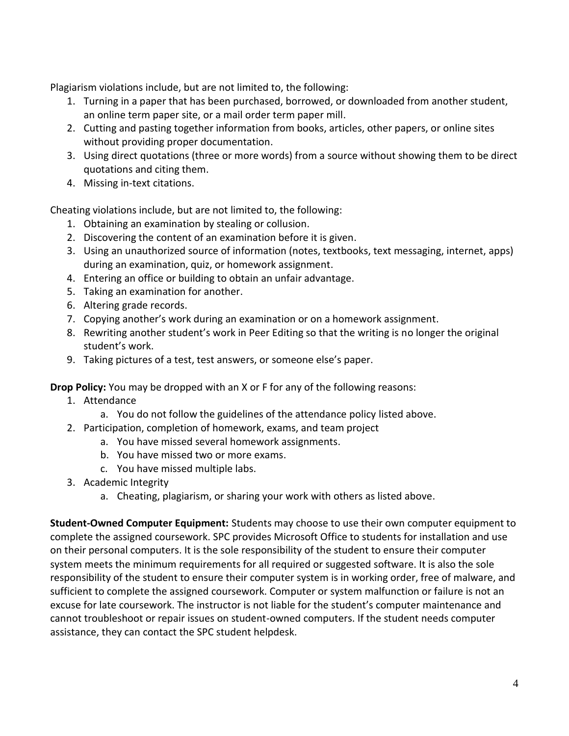Plagiarism violations include, but are not limited to, the following:

1. Turning in a paper that has been purchased, borrowed, or downloaded from another student, an online term paper site, or a mail order term paper mill.
2. Cutting and pasting together information from books, articles, other papers, or online sites without providing proper documentation.
3. Using direct quotations (three or more words) from a source without showing them to be direct quotations and citing them.
4. Missing in-text citations.

Cheating violations include, but are not limited to, the following:

1. Obtaining an examination by stealing or collusion.
2. Discovering the content of an examination before it is given.
3. Using an unauthorized source of information (notes, textbooks, text messaging, internet, apps) during an examination, quiz, or homework assignment.
4. Entering an office or building to obtain an unfair advantage.
5. Taking an examination for another.
6. Altering grade records.
7. Copying another's work during an examination or on a homework assignment.
8. Rewriting another student's work in Peer Editing so that the writing is no longer the original student's work.
9. Taking pictures of a test, test answers, or someone else's paper.

**Drop Policy:** You may be dropped with an X or F for any of the following reasons:

1. Attendance
    a. You do not follow the guidelines of the attendance policy listed above.
2. Participation, completion of homework, exams, and team project
    a. You have missed several homework assignments.
    b. You have missed two or more exams.
    c. You have missed multiple labs.
3. Academic Integrity
    a. Cheating, plagiarism, or sharing your work with others as listed above.

**Student-Owned Computer Equipment:** Students may choose to use their own computer equipment to complete the assigned coursework. SPC provides Microsoft Office to students for installation and use on their personal computers. It is the sole responsibility of the student to ensure their computer system meets the minimum requirements for all required or suggested software. It is also the sole responsibility of the student to ensure their computer system is in working order, free of malware, and sufficient to complete the assigned coursework. Computer or system malfunction or failure is not an excuse for late coursework. The instructor is not liable for the student's computer maintenance and cannot troubleshoot or repair issues on student-owned computers. If the student needs computer assistance, they can contact the SPC student helpdesk.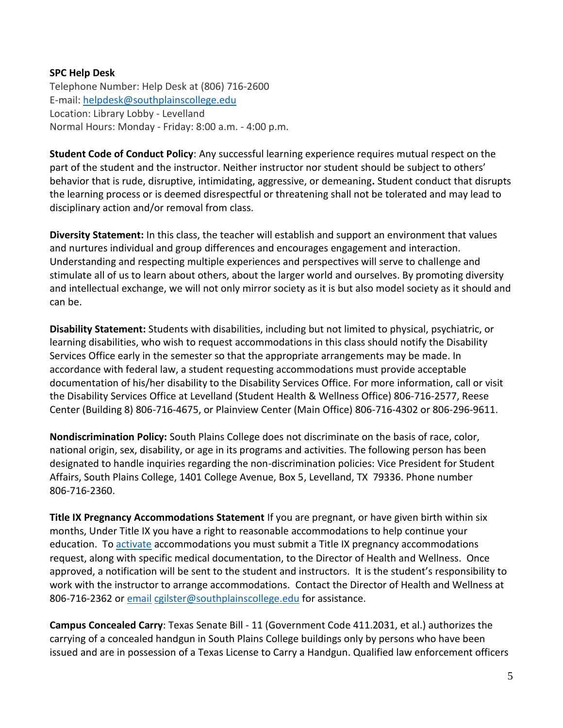**SPC Help Desk**
Telephone Number: Help Desk at (806) 716-2600
E-mail: [helpdesk@southplainscollege.edu](mailto:helpdesk@southplainscollege.edu)
Location: Library Lobby - Levelland
Normal Hours: Monday - Friday: 8:00 a.m. - 4:00 p.m.

**Student Code of Conduct Policy**: Any successful learning experience requires mutual respect on the part of the student and the instructor. Neither instructor nor student should be subject to others' behavior that is rude, disruptive, intimidating, aggressive, or demeaning**.** Student conduct that disrupts the learning process or is deemed disrespectful or threatening shall not be tolerated and may lead to disciplinary action and/or removal from class.

**Diversity Statement:** In this class, the teacher will establish and support an environment that values and nurtures individual and group differences and encourages engagement and interaction. Understanding and respecting multiple experiences and perspectives will serve to challenge and stimulate all of us to learn about others, about the larger world and ourselves. By promoting diversity and intellectual exchange, we will not only mirror society as it is but also model society as it should and can be.

**Disability Statement:** Students with disabilities, including but not limited to physical, psychiatric, or learning disabilities, who wish to request accommodations in this class should notify the Disability Services Office early in the semester so that the appropriate arrangements may be made. In accordance with federal law, a student requesting accommodations must provide acceptable documentation of his/her disability to the Disability Services Office. For more information, call or visit the Disability Services Office at Levelland (Student Health & Wellness Office) 806-716-2577, Reese Center (Building 8) 806-716-4675, or Plainview Center (Main Office) 806-716-4302 or 806-296-9611.

**Nondiscrimination Policy:** South Plains College does not discriminate on the basis of race, color, national origin, sex, disability, or age in its programs and activities. The following person has been designated to handle inquiries regarding the non-discrimination policies: Vice President for Student Affairs, South Plains College, 1401 College Avenue, Box 5, Levelland, TX 79336. Phone number 806-716-2360.

**Title IX Pregnancy Accommodations Statement** If you are pregnant, or have given birth within six months, Under Title IX you have a right to reasonable accommodations to help continue your education. To activate accommodations you must submit a Title IX pregnancy accommodations request, along with specific medical documentation, to the Director of Health and Wellness. Once approved, a notification will be sent to the student and instructors. It is the student's responsibility to work with the instructor to arrange accommodations. Contact the Director of Health and Wellness at 806-716-2362 or email [cgilster@southplainscollege.edu](mailto:cgilster@southplainscollege.edu) for assistance.

**Campus Concealed Carry**: Texas Senate Bill - 11 (Government Code 411.2031, et al.) authorizes the carrying of a concealed handgun in South Plains College buildings only by persons who have been issued and are in possession of a Texas License to Carry a Handgun. Qualified law enforcement officers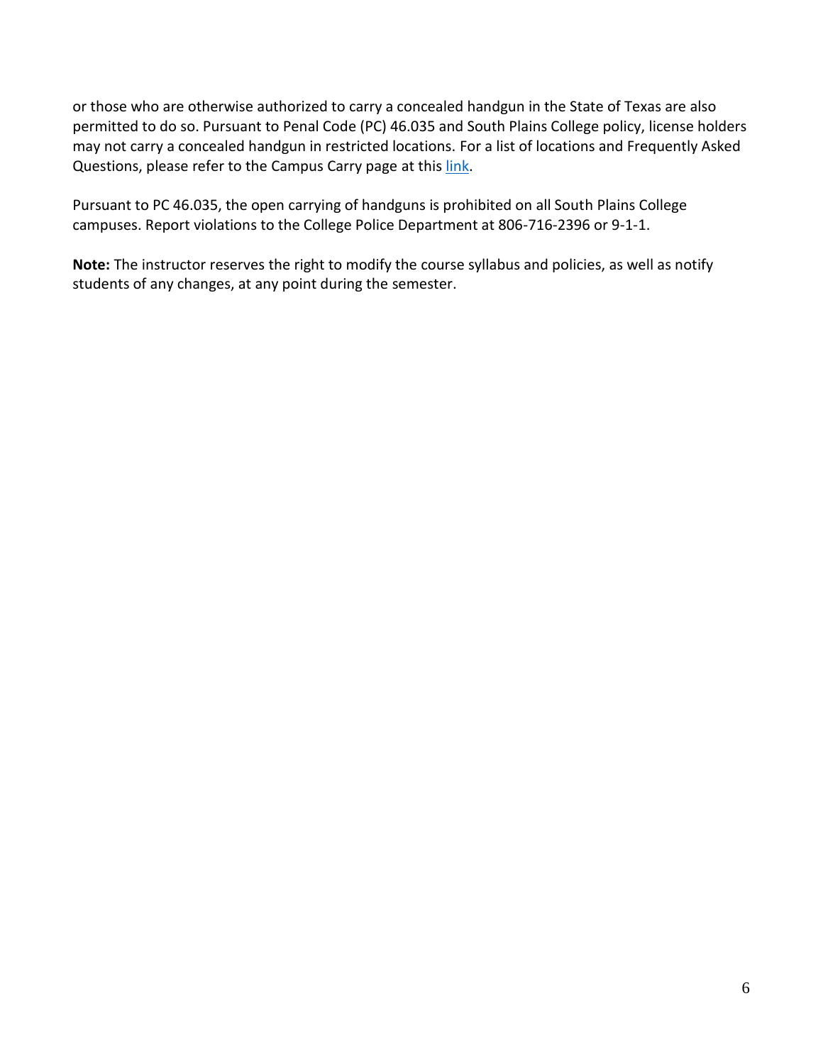or those who are otherwise authorized to carry a concealed handgun in the State of Texas are also permitted to do so. Pursuant to Penal Code (PC) 46.035 and South Plains College policy, license holders may not carry a concealed handgun in restricted locations. For a list of locations and Frequently Asked Questions, please refer to the Campus Carry page at this link.

Pursuant to PC 46.035, the open carrying of handguns is prohibited on all South Plains College campuses. Report violations to the College Police Department at 806-716-2396 or 9-1-1.

**Note:** The instructor reserves the right to modify the course syllabus and policies, as well as notify students of any changes, at any point during the semester.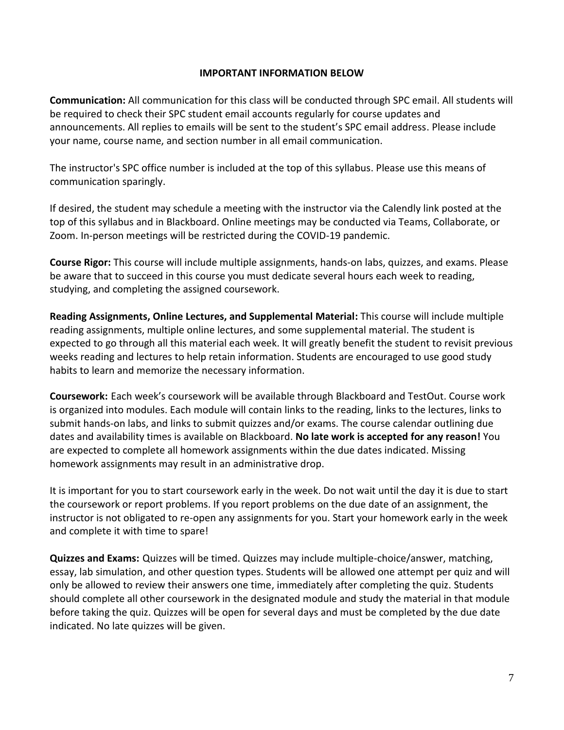**IMPORTANT INFORMATION BELOW**

**Communication:** All communication for this class will be conducted through SPC email. All students will be required to check their SPC student email accounts regularly for course updates and announcements. All replies to emails will be sent to the student's SPC email address. Please include your name, course name, and section number in all email communication.

The instructor's SPC office number is included at the top of this syllabus. Please use this means of communication sparingly.

If desired, the student may schedule a meeting with the instructor via the Calendly link posted at the top of this syllabus and in Blackboard. Online meetings may be conducted via Teams, Collaborate, or Zoom. In-person meetings will be restricted during the COVID-19 pandemic.

**Course Rigor:** This course will include multiple assignments, hands-on labs, quizzes, and exams. Please be aware that to succeed in this course you must dedicate several hours each week to reading, studying, and completing the assigned coursework.

**Reading Assignments, Online Lectures, and Supplemental Material:** This course will include multiple reading assignments, multiple online lectures, and some supplemental material. The student is expected to go through all this material each week. It will greatly benefit the student to revisit previous weeks reading and lectures to help retain information. Students are encouraged to use good study habits to learn and memorize the necessary information.

**Coursework:** Each week's coursework will be available through Blackboard and TestOut. Course work is organized into modules. Each module will contain links to the reading, links to the lectures, links to submit hands-on labs, and links to submit quizzes and/or exams. The course calendar outlining due dates and availability times is available on Blackboard. **No late work is accepted for any reason!** You are expected to complete all homework assignments within the due dates indicated. Missing homework assignments may result in an administrative drop.

It is important for you to start coursework early in the week. Do not wait until the day it is due to start the coursework or report problems. If you report problems on the due date of an assignment, the instructor is not obligated to re-open any assignments for you. Start your homework early in the week and complete it with time to spare!

**Quizzes and Exams:** Quizzes will be timed. Quizzes may include multiple-choice/answer, matching, essay, lab simulation, and other question types. Students will be allowed one attempt per quiz and will only be allowed to review their answers one time, immediately after completing the quiz. Students should complete all other coursework in the designated module and study the material in that module before taking the quiz. Quizzes will be open for several days and must be completed by the due date indicated. No late quizzes will be given.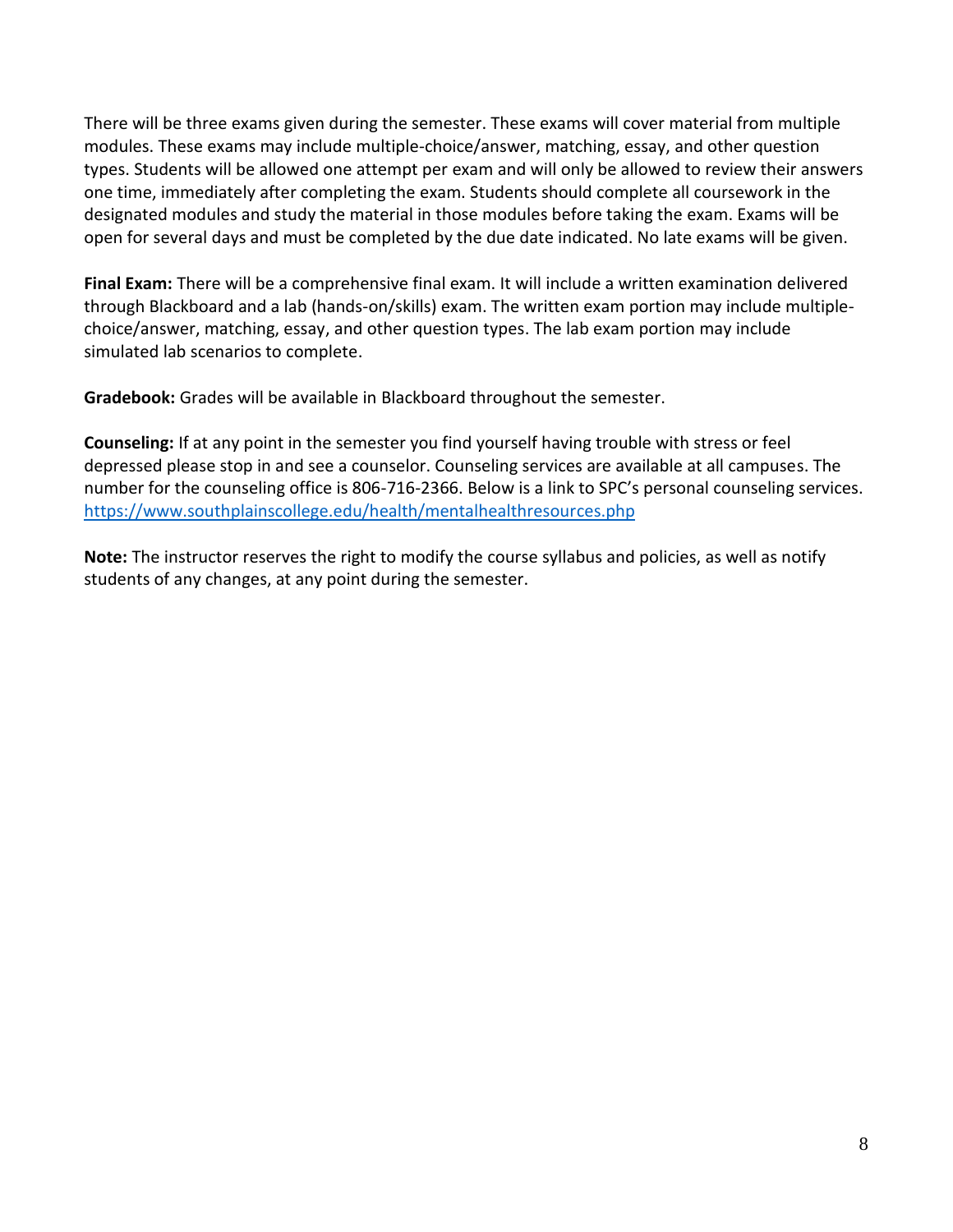There will be three exams given during the semester. These exams will cover material from multiple modules. These exams may include multiple-choice/answer, matching, essay, and other question types. Students will be allowed one attempt per exam and will only be allowed to review their answers one time, immediately after completing the exam. Students should complete all coursework in the designated modules and study the material in those modules before taking the exam. Exams will be open for several days and must be completed by the due date indicated. No late exams will be given.

**Final Exam:** There will be a comprehensive final exam. It will include a written examination delivered through Blackboard and a lab (hands-on/skills) exam. The written exam portion may include multiple-choice/answer, matching, essay, and other question types. The lab exam portion may include simulated lab scenarios to complete.

**Gradebook:** Grades will be available in Blackboard throughout the semester.

**Counseling:** If at any point in the semester you find yourself having trouble with stress or feel depressed please stop in and see a counselor. Counseling services are available at all campuses. The number for the counseling office is 806-716-2366. Below is a link to SPC's personal counseling services. https://www.southplainscollege.edu/health/mentalhealthresources.php

**Note:** The instructor reserves the right to modify the course syllabus and policies, as well as notify students of any changes, at any point during the semester.